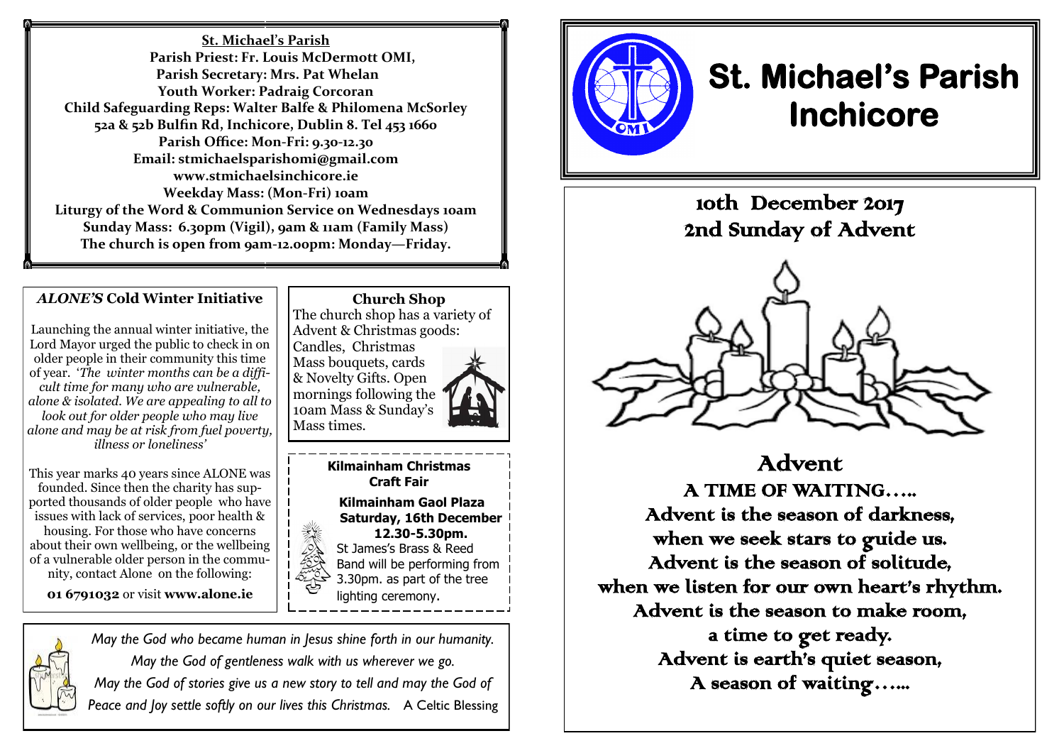**St. Michael's Parish**

**Parish Priest: Fr. Louis McDermott OMI,**
**Parish Secretary: Mrs. Pat Whelan**
**Youth Worker: Padraig Corcoran**
**Child Safeguarding Reps: Walter Balfe & Philomena McSorley**
**52a & 52b Bulfin Rd, Inchicore, Dublin 8. Tel 453 1660**
**Parish Office: Mon-Fri: 9.30-12.30**
**Email: stmichaelsparishomi@gmail.com**
**www.stmichaelsinchicore.ie**
**Weekday Mass: (Mon-Fri) 10am**
**Liturgy of the Word & Communion Service on Wednesdays 10am**
**Sunday Mass: 6.30pm (Vigil), 9am & 11am (Family Mass)**
**The church is open from 9am-12.00pm: Monday—Friday.**

## *ALONE'S* Cold Winter Initiative

Launching the annual winter initiative, the Lord Mayor urged the public to check in on older people in their community this time of year. *'The winter months can be a difficult time for many who are vulnerable, alone & isolated. We are appealing to all to look out for older people who may live alone and may be at risk from fuel poverty, illness or loneliness'*

This year marks 40 years since ALONE was founded. Since then the charity has supported thousands of older people who have issues with lack of services, poor health & housing. For those who have concerns about their own wellbeing, or the wellbeing of a vulnerable older person in the community, contact Alone on the following:

**01 6791032** or visit **www.alone.ie**

## Church Shop

The church shop has a variety of Advent & Christmas goods: Candles, Christmas Mass bouquets, cards & Novelty Gifts. Open mornings following the 10am Mass & Sunday's Mass times.

## Kilmainham Christmas Craft Fair

**Kilmainham Gaol Plaza**
**Saturday, 16th December**
**12.30-5.30pm.**

St James's Brass & Reed Band will be performing from 3.30pm. as part of the tree lighting ceremony.

*May the God who became human in Jesus shine forth in our humanity.*
*May the God of gentleness walk with us wherever we go.*
*May the God of stories give us a new story to tell and may the God of Peace and Joy settle softly on our lives this Christmas.* A Celtic Blessing

# St. Michael's Parish Inchicore

## 10th December 2017
## 2nd Sunday of Advent

## Advent

A TIME OF WAITING…..
Advent is the season of darkness,
when we seek stars to guide us.
Advent is the season of solitude,
when we listen for our own heart's rhythm.
Advent is the season to make room,
a time to get ready.
Advent is earth's quiet season,
A season of waiting…...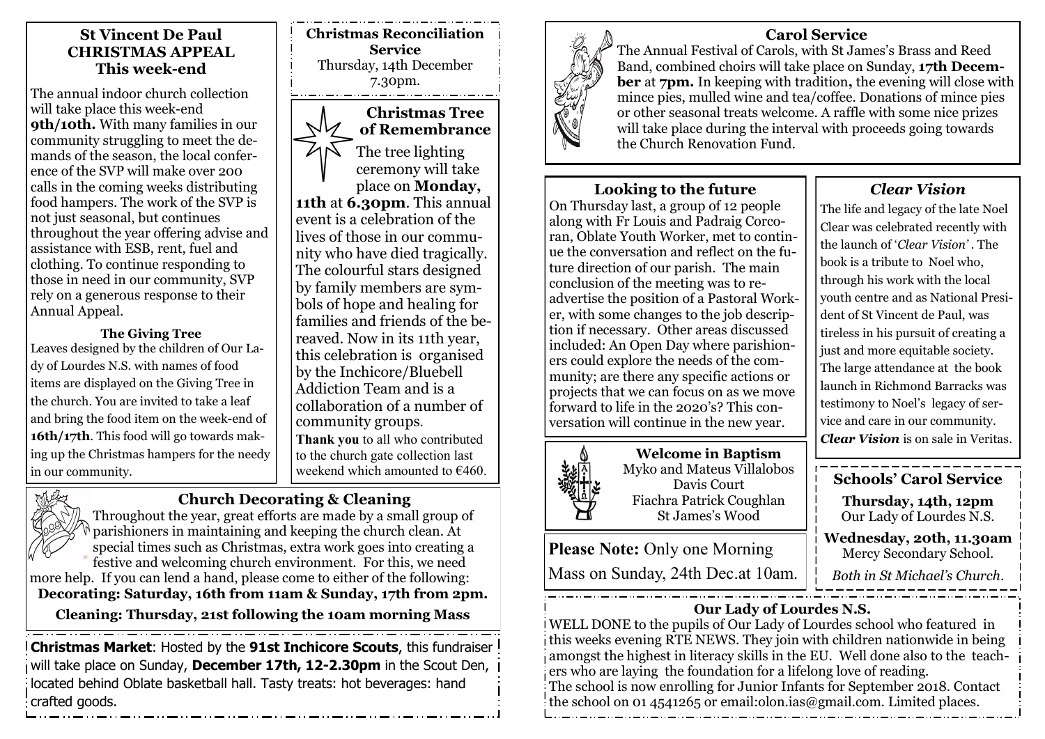## St Vincent De Paul CHRISTMAS APPEAL This week-end

The annual indoor church collection will take place this week-end **9th/10th.** With many families in our community struggling to meet the demands of the season, the local conference of the SVP will make over 200 calls in the coming weeks distributing food hampers. The work of the SVP is not just seasonal, but continues throughout the year offering advise and assistance with ESB, rent, fuel and clothing. To continue responding to those in need in our community, SVP rely on a generous response to their Annual Appeal.

### The Giving Tree

Leaves designed by the children of Our Lady of Lourdes N.S. with names of food items are displayed on the Giving Tree in the church. You are invited to take a leaf and bring the food item on the week-end of **16th/17th**. This food will go towards making up the Christmas hampers for the needy in our community.

## Christmas Reconciliation Service

Thursday, 14th December 7.30pm.

## Christmas Tree of Remembrance

The tree lighting ceremony will take place on **Monday, 11th** at **6.30pm**. This annual event is a celebration of the lives of those in our community who have died tragically. The colourful stars designed by family members are symbols of hope and healing for families and friends of the bereaved. Now in its 11th year, this celebration is organised by the Inchicore/Bluebell Addiction Team and is a collaboration of a number of community groups.

**Thank you** to all who contributed to the church gate collection last weekend which amounted to €460.

## Church Decorating & Cleaning

Throughout the year, great efforts are made by a small group of parishioners in maintaining and keeping the church clean. At special times such as Christmas, extra work goes into creating a festive and welcoming church environment. For this, we need more help. If you can lend a hand, please come to either of the following:

**Decorating: Saturday, 16th from 11am & Sunday, 17th from 2pm.**

**Cleaning: Thursday, 21st following the 10am morning Mass**

**Christmas Market**: Hosted by the **91st Inchicore Scouts**, this fundraiser will take place on Sunday, **December 17th, 12-2.30pm** in the Scout Den, located behind Oblate basketball hall. Tasty treats: hot beverages: hand crafted goods.

## Carol Service

The Annual Festival of Carols, with St James's Brass and Reed Band, combined choirs will take place on Sunday, **17th December** at **7pm.** In keeping with tradition**,** the evening will close with mince pies, mulled wine and tea/coffee. Donations of mince pies or other seasonal treats welcome. A raffle with some nice prizes will take place during the interval with proceeds going towards the Church Renovation Fund.

## Looking to the future

On Thursday last, a group of 12 people along with Fr Louis and Padraig Corcoran, Oblate Youth Worker, met to continue the conversation and reflect on the future direction of our parish. The main conclusion of the meeting was to re-advertise the position of a Pastoral Worker, with some changes to the job description if necessary. Other areas discussed included: An Open Day where parishioners could explore the needs of the community; are there any specific actions or projects that we can focus on as we move forward to life in the 2020's? This conversation will continue in the new year.

## *Clear Vision*

The life and legacy of the late Noel Clear was celebrated recently with the launch of '*Clear Vision*'. The book is a tribute to Noel who, through his work with the local youth centre and as National President of St Vincent de Paul, was tireless in his pursuit of creating a just and more equitable society. The large attendance at the book launch in Richmond Barracks was testimony to Noel's legacy of service and care in our community. ***Clear Vision*** is on sale in Veritas.

## Welcome in Baptism

Myko and Mateus Villalobos
Davis Court
Fiachra Patrick Coughlan
St James's Wood

**Please Note:** Only one Morning Mass on Sunday, 24th Dec.at 10am.

## Schools' Carol Service

**Thursday, 14th, 12pm**
Our Lady of Lourdes N.S.

**Wednesday, 20th, 11.30am**
Mercy Secondary School.

*Both in St Michael's Church*.

## Our Lady of Lourdes N.S.

WELL DONE to the pupils of Our Lady of Lourdes school who featured in this weeks evening RTE NEWS. They join with children nationwide in being amongst the highest in literacy skills in the EU. Well done also to the teachers who are laying the foundation for a lifelong love of reading.

The school is now enrolling for Junior Infants for September 2018. Contact the school on 01 4541265 or email:olon.ias@gmail.com. Limited places.